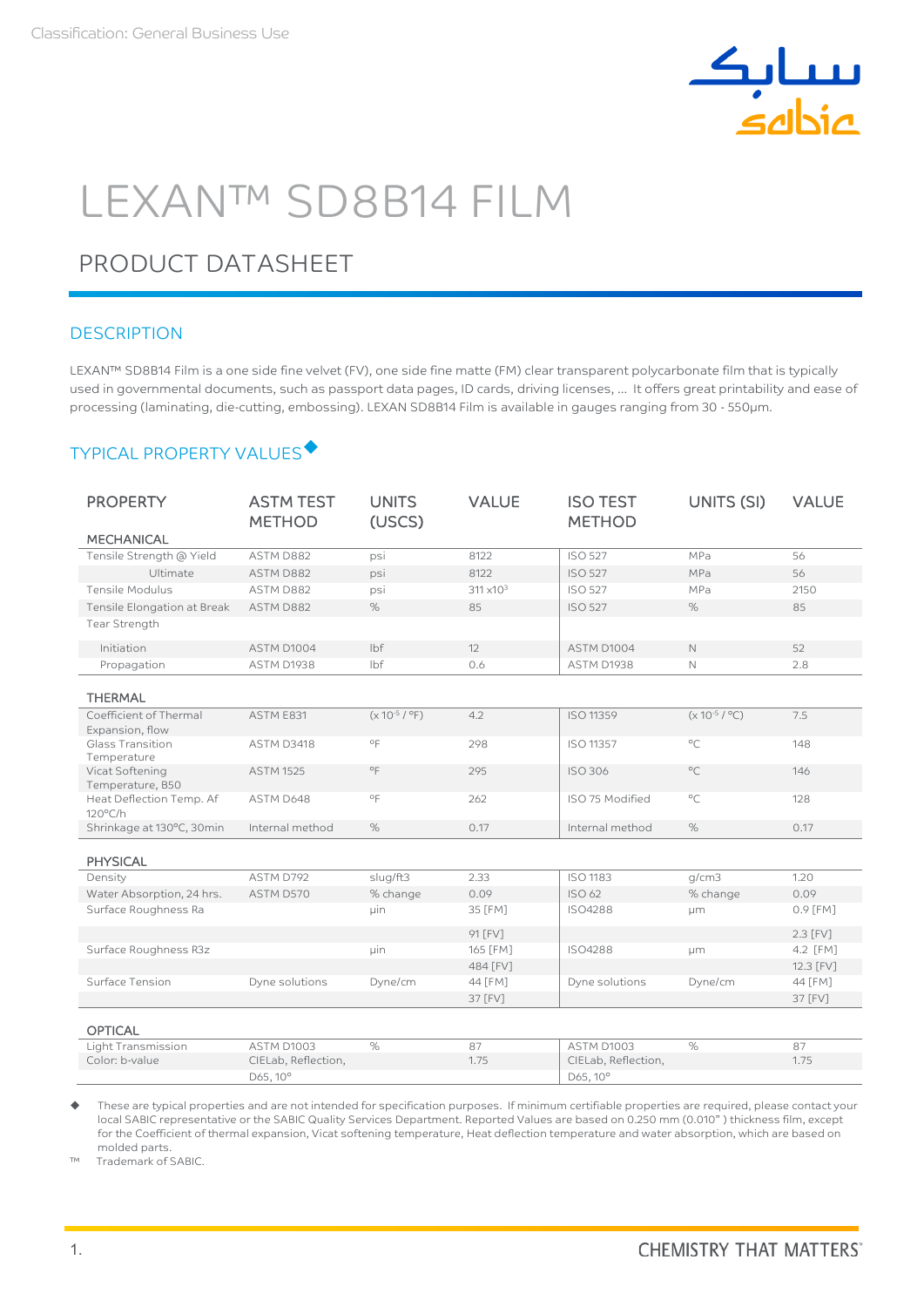Classification: General Business Use

# LEXAN™ SD8B14 FILM

## PRODUCT DATASHEET

### DESCRIPTION

LEXAN™ SD8B14 Film is a one side fine velvet (FV), one side fine matte (FM) clear transparent polycarbonate film that is typically used in governmental documents, such as passport data pages, ID cards, driving licenses, … It offers great printability and ease of processing (laminating, die-cutting, embossing). LEXAN SD8B14 Film is available in gauges ranging from 30 - 550µm.

### TYPICAL PROPERTY VALUES◆

| PROPERTY | ASTM TEST METHOD | UNITS (USCS) | VALUE | ISO TEST METHOD | UNITS (SI) | VALUE |
|---|---|---|---|---|---|---|
| **MECHANICAL** | | | | | | |
| Tensile Strength @ Yield | ASTM D882 | psi | 8122 | ISO 527 | MPa | 56 |
| Ultimate | ASTM D882 | psi | 8122 | ISO 527 | MPa | 56 |
| Tensile Modulus | ASTM D882 | psi | $311 \times 10^3$ | ISO 527 | MPa | 2150 |
| Tensile Elongation at Break | ASTM D882 | % | 85 | ISO 527 | % | 85 |
| Tear Strength | | | | | | |
| Initiation | ASTM D1004 | lbf | 12 | ASTM D1004 | N | 52 |
| Propagation | ASTM D1938 | lbf | 0.6 | ASTM D1938 | N | 2.8 |
| **THERMAL** | | | | | | |
| Coefficient of Thermal Expansion, flow | ASTM E831 | ($\times 10^{-5}$ / °F) | 4.2 | ISO 11359 | ($\times 10^{-5}$ / °C) | 7.5 |
| Glass Transition Temperature | ASTM D3418 | °F | 298 | ISO 11357 | °C | 148 |
| Vicat Softening Temperature, B50 | ASTM 1525 | °F | 295 | ISO 306 | °C | 146 |
| Heat Deflection Temp. Af 120°C/h | ASTM D648 | °F | 262 | ISO 75 Modified | °C | 128 |
| Shrinkage at 130°C, 30min | Internal method | % | 0.17 | Internal method | % | 0.17 |
| **PHYSICAL** | | | | | | |
| Density | ASTM D792 | slug/ft3 | 2.33 | ISO 1183 | g/cm3 | 1.20 |
| Water Absorption, 24 hrs. | ASTM D570 | % change | 0.09 | ISO 62 | % change | 0.09 |
| Surface Roughness Ra | | µin | 35 [FM] | ISO4288 | µm | 0.9 [FM] |
| | | | 91 [FV] | | | 2.3 [FV] |
| Surface Roughness R3z | | µin | 165 [FM] | ISO4288 | µm | 4.2 [FM] |
| | | | 484 [FV] | | | 12.3 [FV] |
| Surface Tension | Dyne solutions | Dyne/cm | 44 [FM] | Dyne solutions | Dyne/cm | 44 [FM] |
| | | | 37 [FV] | | | 37 [FV] |
| **OPTICAL** | | | | | | |
| Light Transmission | ASTM D1003 | % | 87 | ASTM D1003 | % | 87 |
| Color: b-value | CIELab, Reflection, D65, 10° | | 1.75 | CIELab, Reflection, D65, 10° | | 1.75 |

◆ These are typical properties and are not intended for specification purposes. If minimum certifiable properties are required, please contact your local SABIC representative or the SABIC Quality Services Department. Reported Values are based on 0.250 mm (0.010" ) thickness film, except for the Coefficient of thermal expansion, Vicat softening temperature, Heat deflection temperature and water absorption, which are based on molded parts.

™ Trademark of SABIC.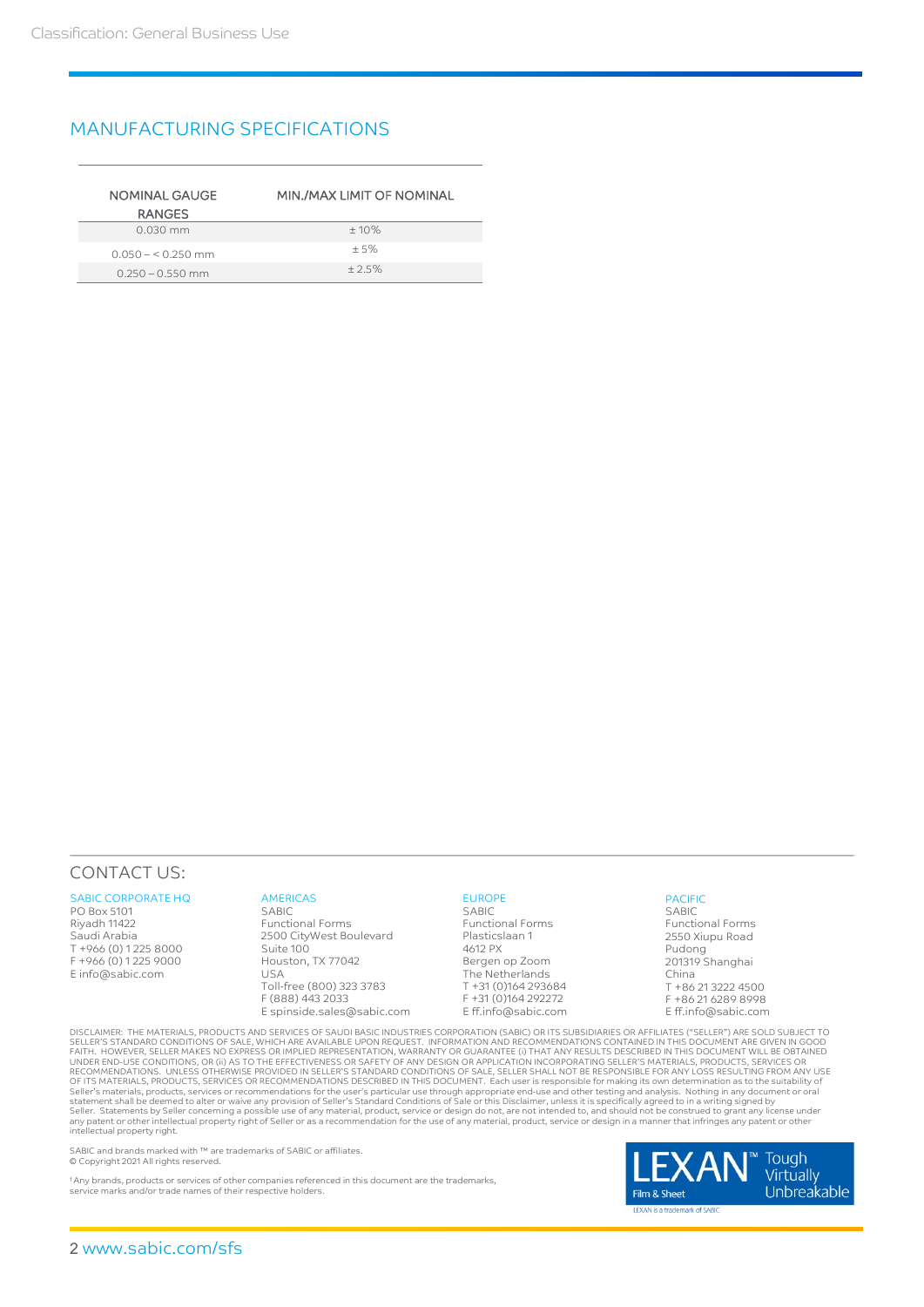## MANUFACTURING SPECIFICATIONS

| NOMINAL GAUGE RANGES | MIN./MAX LIMIT OF NOMINAL |
| --- | --- |
| 0.030 mm | ± 10% |
| 0.050 – < 0.250 mm | ± 5% |
| 0.250 – 0.550 mm | ± 2.5% |

## CONTACT US:

**SABIC CORPORATE HQ**
PO Box 5101
Riyadh 11422
Saudi Arabia
T +966 (0) 1 225 8000
F +966 (0) 1 225 9000
E info@sabic.com

**AMERICAS**
SABIC
Functional Forms
2500 CityWest Boulevard
Suite 100
Houston, TX 77042
USA
Toll-free (800) 323 3783
F (888) 443 2033
E spinside.sales@sabic.com

**EUROPE**
SABIC
Functional Forms
Plasticslaan 1
4612 PX
Bergen op Zoom
The Netherlands
T +31 (0)164 293684
F +31 (0)164 292272
E ff.info@sabic.com

**PACIFIC**
SABIC
Functional Forms
2550 Xiupu Road
Pudong
201319 Shanghai
China
T +86 21 3222 4500
F +86 21 6289 8998
E ff.info@sabic.com

DISCLAIMER: THE MATERIALS, PRODUCTS AND SERVICES OF SAUDI BASIC INDUSTRIES CORPORATION (SABIC) OR ITS SUBSIDIARIES OR AFFILIATES ("SELLER") ARE SOLD SUBJECT TO SELLER'S STANDARD CONDITIONS OF SALE, WHICH ARE AVAILABLE UPON REQUEST. INFORMATION AND RECOMMENDATIONS CONTAINED IN THIS DOCUMENT ARE GIVEN IN GOOD FAITH. HOWEVER, SELLER MAKES NO EXPRESS OR IMPLIED REPRESENTATION, WARRANTY OR GUARANTEE (i) THAT ANY RESULTS DESCRIBED IN THIS DOCUMENT WILL BE OBTAINED UNDER END-USE CONDITIONS, OR (ii) AS TO THE EFFECTIVENESS OR SAFETY OF ANY DESIGN OR APPLICATION INCORPORATING SELLER'S MATERIALS, PRODUCTS, SERVICES OR RECOMMENDATIONS. UNLESS OTHERWISE PROVIDED IN SELLER'S STANDARD CONDITIONS OF SALE, SELLER SHALL NOT BE RESPONSIBLE FOR ANY LOSS RESULTING FROM ANY USE OF ITS MATERIALS, PRODUCTS, SERVICES OR RECOMMENDATIONS DESCRIBED IN THIS DOCUMENT. Each user is responsible for making its own determination as to the suitability of Seller's materials, products, services or recommendations for the user's particular use through appropriate end-use and other testing and analysis. Nothing in any document or oral statement shall be deemed to alter or waive any provision of Seller's Standard Conditions of Sale or this Disclaimer, unless it is specifically agreed to in a writing signed by Seller. Statements by Seller concerning a possible use of any material, product, service or design do not, are not intended to, and should not be construed to grant any license under any patent or other intellectual property right of Seller or as a recommendation for the use of any material, product, service or design in a manner that infringes any patent or other intellectual property right.

SABIC and brands marked with ™ are trademarks of SABIC or affiliates.
© Copyright 2021 All rights reserved.

† Any brands, products or services of other companies referenced in this document are the trademarks, service marks and/or trade names of their respective holders.

LEXAN™ Film & Sheet — Tough Virtually Unbreakable

LEXAN is a trademark of SABIC

www.sabic.com/sfs